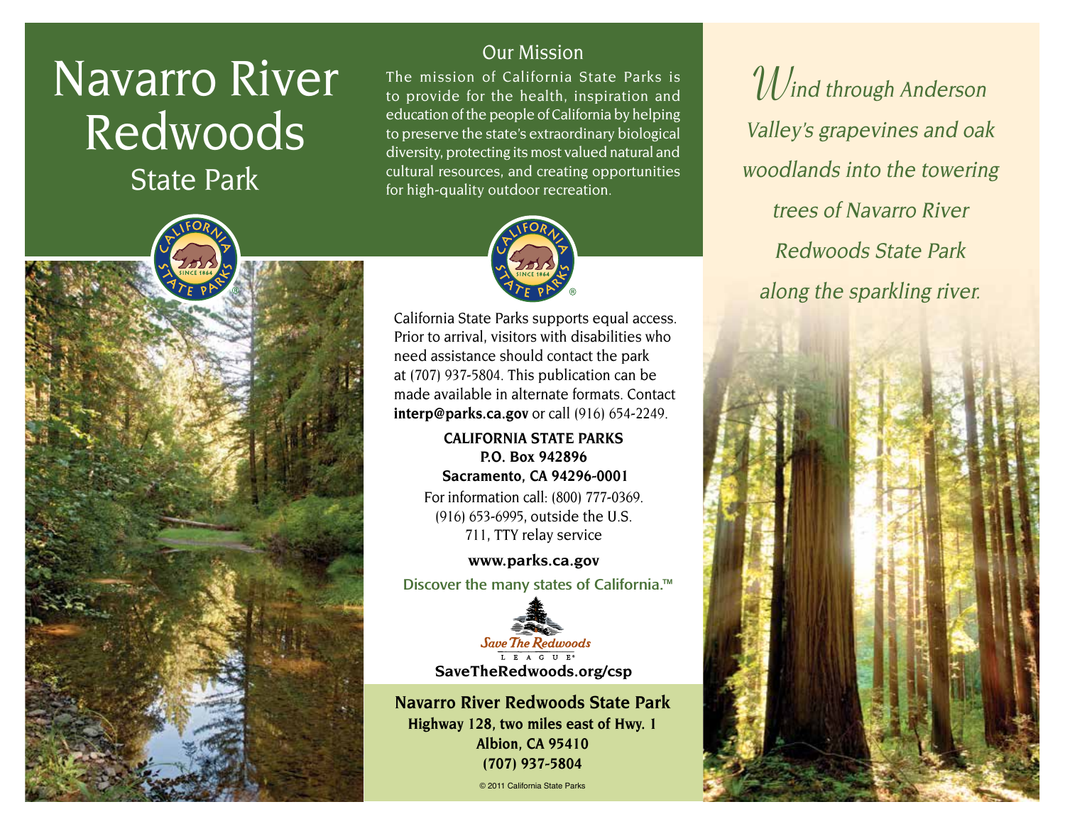# Navarro River Redwoods

## State Park

## Our Mission

The mission of California State Parks is to provide for the health, inspiration and education of the people of California by helping to preserve the state's extraordinary biological diversity, protecting its most valued natural and cultural resources, and creating opportunities for high-quality outdoor recreation.

California State Parks supports equal access. Prior to arrival, visitors with disabilities who need assistance should contact the park at (707) 937-5804. This publication can be made available in alternate formats. Contact **interp@parks.ca.gov** or call (916) 654-2249.

**CALIFORNIA STATE PARKS**
**P.O. Box 942896**
**Sacramento, CA 94296-0001**

For information call: (800) 777-0369.
(916) 653-6995, outside the U.S.
711, TTY relay service

**www.parks.ca.gov**

Discover the many states of California.™

Save The Redwoods League®

**SaveTheRedwoods.org/csp**

**Navarro River Redwoods State Park**
**Highway 128, two miles east of Hwy. 1**
**Albion, CA 95410**
**(707) 937-5804**

© 2011 California State Parks

*Wind through Anderson Valley's grapevines and oak woodlands into the towering trees of Navarro River Redwoods State Park along the sparkling river.*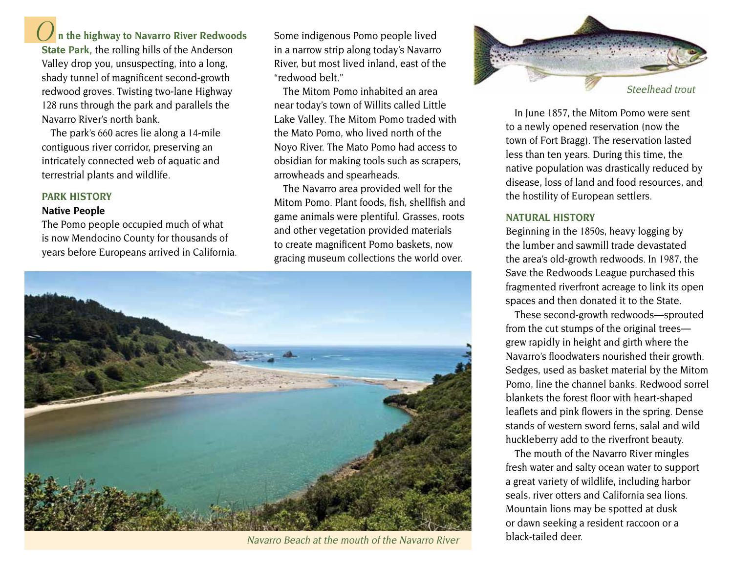**On the highway to Navarro River Redwoods State Park,** the rolling hills of the Anderson Valley drop you, unsuspecting, into a long, shady tunnel of magnificent second-growth redwood groves. Twisting two-lane Highway 128 runs through the park and parallels the Navarro River's north bank.

The park's 660 acres lie along a 14-mile contiguous river corridor, preserving an intricately connected web of aquatic and terrestrial plants and wildlife.

## PARK HISTORY

### Native People

The Pomo people occupied much of what is now Mendocino County for thousands of years before Europeans arrived in California. Some indigenous Pomo people lived in a narrow strip along today's Navarro River, but most lived inland, east of the "redwood belt."

The Mitom Pomo inhabited an area near today's town of Willits called Little Lake Valley. The Mitom Pomo traded with the Mato Pomo, who lived north of the Noyo River. The Mato Pomo had access to obsidian for making tools such as scrapers, arrowheads and spearheads.

The Navarro area provided well for the Mitom Pomo. Plant foods, fish, shellfish and game animals were plentiful. Grasses, roots and other vegetation provided materials to create magnificent Pomo baskets, now gracing museum collections the world over.

*Navarro Beach at the mouth of the Navarro River*

*Steelhead trout*

In June 1857, the Mitom Pomo were sent to a newly opened reservation (now the town of Fort Bragg). The reservation lasted less than ten years. During this time, the native population was drastically reduced by disease, loss of land and food resources, and the hostility of European settlers.

## NATURAL HISTORY

Beginning in the 1850s, heavy logging by the lumber and sawmill trade devastated the area's old-growth redwoods. In 1987, the Save the Redwoods League purchased this fragmented riverfront acreage to link its open spaces and then donated it to the State.

These second-growth redwoods—sprouted from the cut stumps of the original trees—grew rapidly in height and girth where the Navarro's floodwaters nourished their growth. Sedges, used as basket material by the Mitom Pomo, line the channel banks. Redwood sorrel blankets the forest floor with heart-shaped leaflets and pink flowers in the spring. Dense stands of western sword ferns, salal and wild huckleberry add to the riverfront beauty.

The mouth of the Navarro River mingles fresh water and salty ocean water to support a great variety of wildlife, including harbor seals, river otters and California sea lions. Mountain lions may be spotted at dusk or dawn seeking a resident raccoon or a black-tailed deer.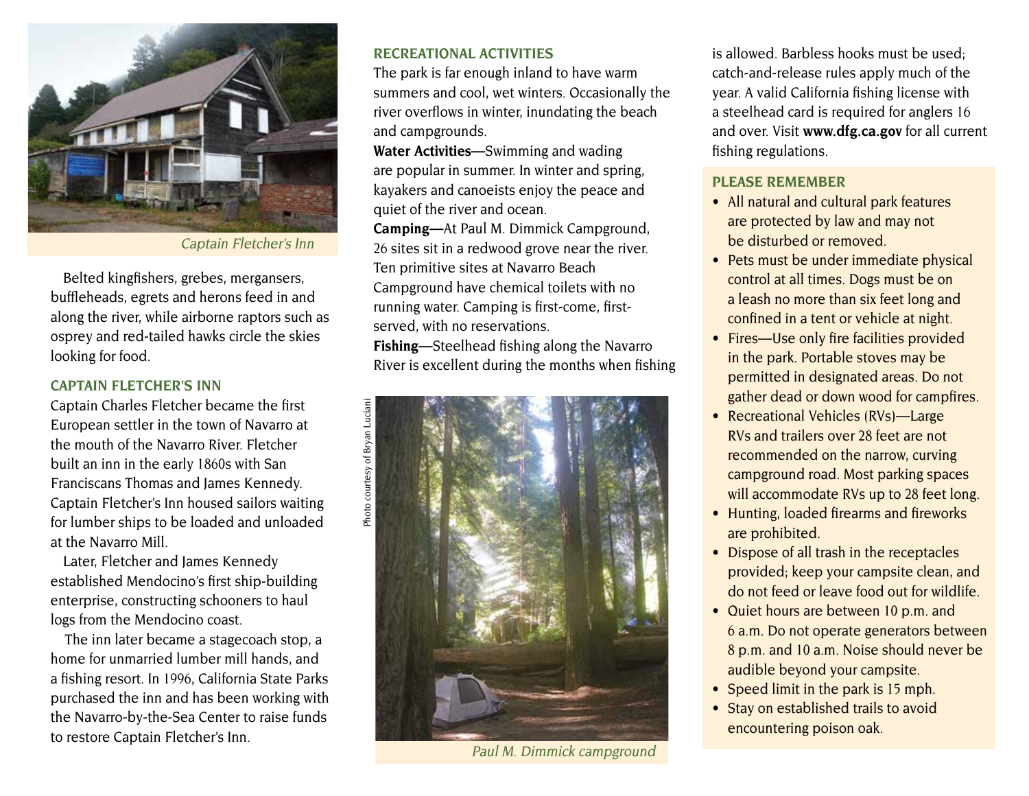*Captain Fletcher's Inn*

Belted kingfishers, grebes, mergansers, buffleheads, egrets and herons feed in and along the river, while airborne raptors such as osprey and red-tailed hawks circle the skies looking for food.

## CAPTAIN FLETCHER'S INN

Captain Charles Fletcher became the first European settler in the town of Navarro at the mouth of the Navarro River. Fletcher built an inn in the early 1860s with San Franciscans Thomas and James Kennedy. Captain Fletcher's Inn housed sailors waiting for lumber ships to be loaded and unloaded at the Navarro Mill.

Later, Fletcher and James Kennedy established Mendocino's first ship-building enterprise, constructing schooners to haul logs from the Mendocino coast.

The inn later became a stagecoach stop, a home for unmarried lumber mill hands, and a fishing resort. In 1996, California State Parks purchased the inn and has been working with the Navarro-by-the-Sea Center to raise funds to restore Captain Fletcher's Inn.

## RECREATIONAL ACTIVITIES

The park is far enough inland to have warm summers and cool, wet winters. Occasionally the river overflows in winter, inundating the beach and campgrounds.

**Water Activities—**Swimming and wading are popular in summer. In winter and spring, kayakers and canoeists enjoy the peace and quiet of the river and ocean.

**Camping—**At Paul M. Dimmick Campground, 26 sites sit in a redwood grove near the river. Ten primitive sites at Navarro Beach Campground have chemical toilets with no running water. Camping is first-come, first-served, with no reservations.

**Fishing—**Steelhead fishing along the Navarro River is excellent during the months when fishing is allowed. Barbless hooks must be used; catch-and-release rules apply much of the year. A valid California fishing license with a steelhead card is required for anglers 16 and over. Visit **www.dfg.ca.gov** for all current fishing regulations.

Photo courtesy of Bryan Luciani

*Paul M. Dimmick campground*

## PLEASE REMEMBER

- All natural and cultural park features are protected by law and may not be disturbed or removed.
- Pets must be under immediate physical control at all times. Dogs must be on a leash no more than six feet long and confined in a tent or vehicle at night.
- Fires—Use only fire facilities provided in the park. Portable stoves may be permitted in designated areas. Do not gather dead or down wood for campfires.
- Recreational Vehicles (RVs)—Large RVs and trailers over 28 feet are not recommended on the narrow, curving campground road. Most parking spaces will accommodate RVs up to 28 feet long.
- Hunting, loaded firearms and fireworks are prohibited.
- Dispose of all trash in the receptacles provided; keep your campsite clean, and do not feed or leave food out for wildlife.
- Quiet hours are between 10 p.m. and 6 a.m. Do not operate generators between 8 p.m. and 10 a.m. Noise should never be audible beyond your campsite.
- Speed limit in the park is 15 mph.
- Stay on established trails to avoid encountering poison oak.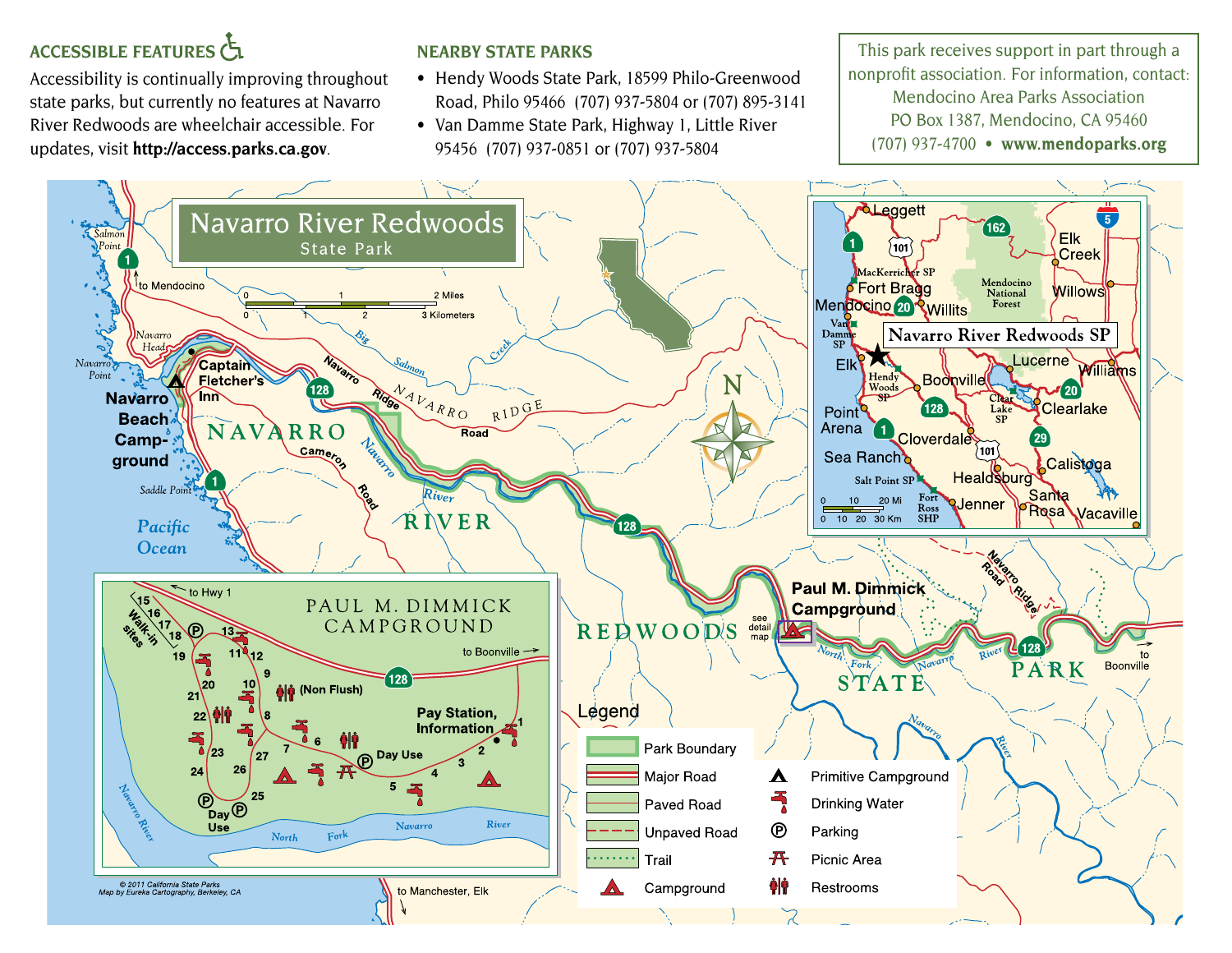## ACCESSIBLE FEATURES

Accessibility is continually improving throughout state parks, but currently no features at Navarro River Redwoods are wheelchair accessible. For updates, visit **http://access.parks.ca.gov**.

## NEARBY STATE PARKS

- Hendy Woods State Park, 18599 Philo-Greenwood Road, Philo 95466 (707) 937-5804 or (707) 895-3141
- Van Damme State Park, Highway 1, Little River 95456 (707) 937-0851 or (707) 937-5804

This park receives support in part through a nonprofit association. For information, contact:
Mendocino Area Parks Association
PO Box 1387, Mendocino, CA 95460
(707) 937-4700 • **www.mendoparks.org**

# Navarro River Redwoods State Park

Salmon Point
to Mendocino
Navarro Head
Navarro Point
Captain Fletcher's Inn
Navarro Beach Campground
NAVARRO
Cameron Road
Navarro River
Navarro Ridge Road
NAVARRO RIDGE
Big Salmon Creek
Saddle Point
Pacific Ocean
RIVER
REDWOODS
STATE
PARK
Paul M. Dimmick Campground
see detail map
North Fork Navarro River
Navarro River
to Boonville
to Manchester, Elk
0 1 2 Miles
0 1 2 3 Kilometers
N

Navarro River Redwoods SP
Leggett
Elk Creek
MacKerricher SP
Fort Bragg
Mendocino National Forest
Willows
Mendocino
Willits
Van Damme SP
Elk
Hendy Woods SP
Boonville
Lucerne
Williams
Clear Lake SP
Clearlake
Point Arena
Cloverdale
Sea Ranch
Calistoga
Salt Point SP
Healdsburg
Fort Ross SHP
Jenner
Santa Rosa
Vacaville
0 10 20 Mi
0 10 20 30 Km

## PAUL M. DIMMICK CAMPGROUND

to Hwy 1
Walk-in sites
to Boonville
(Non Flush)
Pay Station, Information
Day Use
Navarro River
North Fork Navarro River

## Legend

- Park Boundary
- Major Road
- Paved Road
- Unpaved Road
- Trail
- Campground
- Primitive Campground
- Drinking Water
- Parking
- Picnic Area
- Restrooms

© 2011 California State Parks
Map by Eureka Cartography, Berkeley, CA